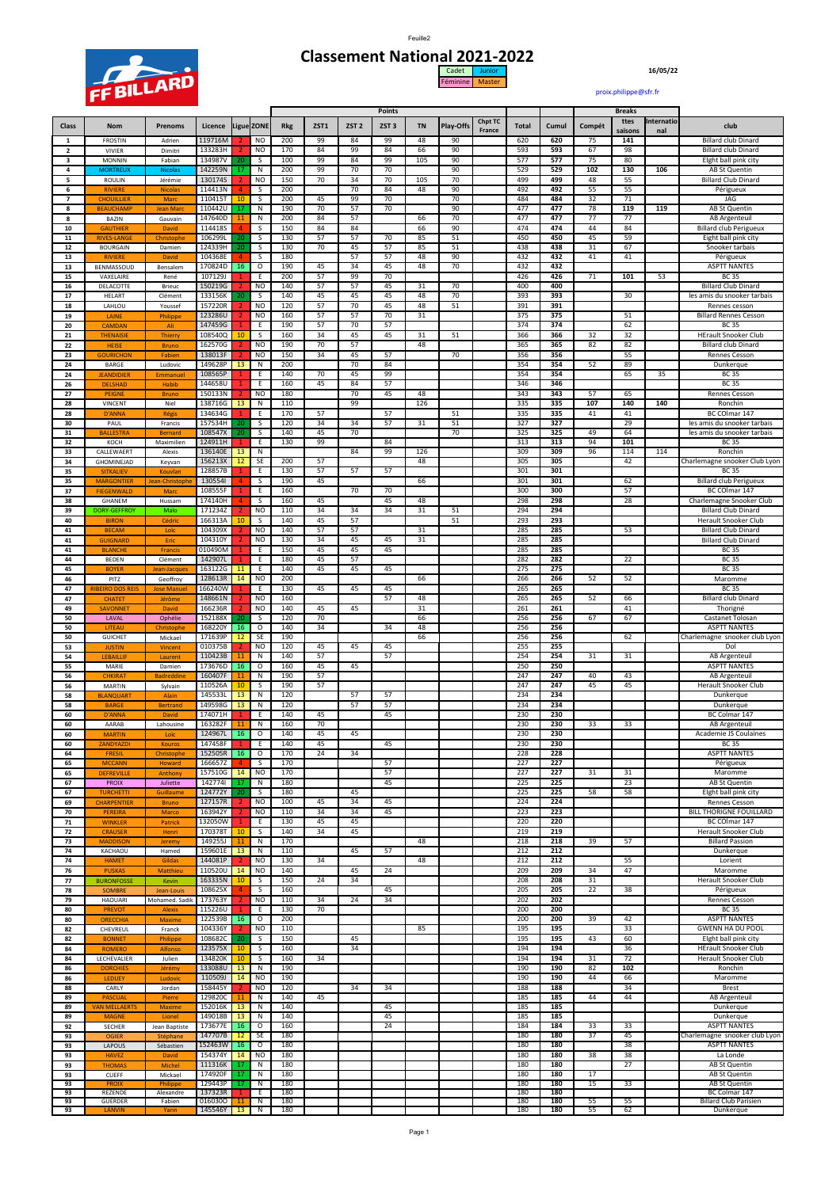Feuille2

# Classement National 2021-2022

FF BILLARD

| Cadet | Junior |
|---|---|
| Féminine | Master |

16/05/22

proix.philippe@sfr.fr

| Class | Nom | Prenoms | Licence | Ligue | ZONE | Rkg | ZST1 | ZST 2 | ZST 3 | TN | Play-Offs | Chpt TC France | Total | Cumul | Compét | Breaks ttes saisons | Internatio nal | club |
|---|---|---|---|---|---|---|---|---|---|---|---|---|---|---|---|---|---|---|
| 1 | FROSTIN | Adrien | 119716M | 2 | NO | 200 | 99 | 84 | 99 | 48 | 90 | | 620 | 620 | 75 | 141 | | Billard club Dinard |
| 2 | VIVIER | Dimitri | 133283H | 2 | NO | 170 | 84 | 99 | 84 | 66 | 90 | | 593 | 593 | 67 | 98 | | Billard club Dinard |
| 3 | MONNIN | Fabian | 134987V | 20 | S | 100 | 99 | 84 | 99 | 105 | 90 | | 577 | 577 | 75 | 80 | | Eight ball pink city |
| 4 | MORTREUX | Nicolas | 142259N | 17 | N | 200 | 99 | 70 | 70 | | 90 | | 529 | 529 | 102 | 130 | 106 | AB St Quentin |
| 5 | ROULIN | Jérémie | 130174S | 2 | NO | 150 | 70 | 34 | 70 | 105 | 70 | | 499 | 499 | 48 | 55 | | Billard Club Dinard |
| 6 | RIVIERE | Nicolas | 114413N | 4 | S | 200 | | 70 | 84 | 48 | 90 | | 492 | 492 | 55 | 55 | | Périgueux |
| 7 | CHOUILLIER | Marc | 110415T | 10 | S | 200 | 45 | 99 | 70 | | 70 | | 484 | 484 | 32 | 71 | | JAG |
| 8 | BEAUCHAMP | Jean Marc | 110442U | 17 | N | 190 | 70 | 57 | 70 | | 90 | | 477 | 477 | 78 | 119 | 119 | AB St Quentin |
| 8 | BAZIN | Gauvain | 147640D | 11 | N | 200 | 84 | 57 | | 66 | 70 | | 477 | 477 | 77 | 77 | | AB Argenteuil |
| 10 | GAUTHIER | David | 114418S | 4 | S | 150 | 84 | 84 | | 66 | 90 | | 474 | 474 | 44 | 84 | | Billard club Perigueux |
| 11 | RIVES-LANGE | Christophe | 106299L | 20 | S | 130 | 57 | 57 | 70 | 85 | 51 | | 450 | 450 | 45 | 59 | | Eight ball pink city |
| 12 | BOURGAIN | Damien | 124339H | 20 | S | 130 | 70 | 45 | 57 | 85 | 51 | | 438 | 438 | 31 | 67 | | Snooker tarbais |
| 13 | RIVIERE | David | 104368E | 4 | S | 180 | | 57 | 57 | 48 | 90 | | 432 | 432 | 41 | 41 | | Périgueux |
| 13 | BENMASSOUD | Bensalem | 170824D | 16 | O | 190 | 45 | 34 | 45 | 48 | 70 | | 432 | 432 | | | | ASPTT NANTES |
| 15 | VAXELAIRE | René | 107129J | 1 | E | 200 | 57 | 99 | 70 | | | | 426 | 426 | 71 | 101 | 53 | BC 35 |
| 16 | DELACOTTE | Brieuc | 150219G | 2 | NO | 140 | 57 | 57 | 45 | 31 | 70 | | 400 | 400 | | | | Billard Club Dinard |
| 17 | HELART | Clément | 133156K | 20 | S | 140 | 45 | 45 | 45 | 48 | 70 | | 393 | 393 | | 30 | | les amis du snooker tarbais |
| 18 | LAHLOU | Youssef | 157220R | 2 | NO | 120 | 57 | 70 | 45 | 48 | 51 | | 391 | 391 | | | | Rennes cesson |
| 19 | LAINE | Philippe | 123286U | 2 | NO | 160 | 57 | 57 | 70 | 31 | | | 375 | 375 | | 51 | | Billard Rennes Cesson |
| 20 | CAMDAN | Ali | 147459G | 1 | E | 190 | 57 | 70 | 57 | | | | 374 | 374 | | 62 | | BC 35 |
| 21 | THENAISIE | Thierry | 108540Q | 10 | S | 160 | 34 | 45 | 45 | 31 | 51 | | 366 | 366 | 32 | 32 | | HErault Snooker Club |
| 22 | HEISE | Bruno | 162570G | 2 | NO | 190 | 70 | 57 | | 48 | | | 365 | 365 | 82 | 82 | | Billard club Dinard |
| 23 | GOURICHON | Fabien | 138013F | 2 | NO | 150 | 34 | 45 | 57 | | 70 | | 356 | 356 | | 55 | | Rennes Cesson |
| 24 | BARGE | Ludovic | 149628P | 13 | N | 200 | | 70 | 84 | | | | 354 | 354 | 52 | 89 | | Dunkerque |
| 24 | JEANDIDIER | Emmanuel | 108565P | 1 | E | 140 | 70 | 45 | 99 | | | | 354 | 354 | | 65 | 35 | BC 35 |
| 26 | DELSHAD | Habib | 144658U | 1 | E | 160 | 45 | 84 | 57 | | | | 346 | 346 | | | | BC 35 |
| 27 | PEIGNE | Bruno | 150133N | 2 | NO | 180 | | 70 | 45 | 48 | | | 343 | 343 | 57 | 65 | | Rennes Cesson |
| 28 | VINCENT | Niel | 138716G | 13 | N | 110 | | 99 | | 126 | | | 335 | 335 | 107 | 140 | 140 | Ronchin |
| 28 | D'ANNA | Régis | 134634G | 1 | E | 170 | 57 | | 57 | | 51 | | 335 | 335 | 41 | 41 | | BC COlmar 147 |
| 30 | PAUL | Francis | 157534H | 20 | S | 120 | 34 | 34 | 57 | 31 | 51 | | 327 | 327 | | 29 | | les amis du snooker tarbais |
| 31 | BALLESTRA | Bernard | 108547X | 20 | S | 140 | 45 | 70 | | | 70 | | 325 | 325 | 49 | 64 | | les amis du snooker tarbais |
| 32 | KOCH | Maximilien | 124911H | 1 | E | 130 | 99 | | 84 | | | | 313 | 313 | 94 | 101 | | BC 35 |
| 33 | CALLEWAERT | Alexis | 136140E | 13 | N | | | 84 | 99 | 126 | | | 309 | 309 | 96 | 114 | 114 | Ronchin |
| 34 | GHOMINEJAD | Keyvan | 156213X | 12 | SE | 200 | 57 | | | 48 | | | 305 | 305 | | 42 | | Charlemagne snooker Club Lyon |
| 35 | SITKALIEV | Kouvlan | 128857B | 1 | E | 130 | 57 | 57 | 57 | | | | 301 | 301 | | | | BC 35 |
| 35 | MARGONTIER | Jean-Christophe | 130554I | 4 | S | 190 | 45 | | | 66 | | | 301 | 301 | | 62 | | Billard club Perigueux |
| 37 | FIEGENWALD | Marc | 108555F | 1 | E | 160 | | 70 | 70 | | | | 300 | 300 | | 57 | | BC COlmar 147 |
| 38 | GHANEM | Hussam | 174140H | 4 | S | 160 | 45 | | 45 | 48 | | | 298 | 298 | | 28 | | Charlemagne Snooker Club |
| 39 | DORY-GEFFROY | Malo | 171234Z | 2 | NO | 110 | 34 | 34 | 34 | 31 | 51 | | 294 | 294 | | | | Billard Club Dinard |
| 40 | BIRON | Cédric | 166313A | 10 | S | 140 | 45 | 57 | | | 51 | | 293 | 293 | | | | Herault Snooker Club |
| 41 | BECAM | Loïc | 104309X | 2 | NO | 140 | 57 | 57 | | 31 | | | 285 | 285 | | 53 | | Billard Club Dinard |
| 41 | GUIGNARD | Eric | 104310Y | 2 | NO | 130 | 34 | 45 | 45 | 31 | | | 285 | 285 | | | | Billard Club Dinard |
| 41 | BLANCHE | Francis | 010490M | 1 | E | 150 | 45 | 45 | 45 | | | | 285 | 285 | | | | BC 35 |
| 44 | BEDEN | Clément | 142907L | 1 | E | 180 | 45 | 57 | | | | | 282 | 282 | | 22 | | BC 35 |
| 45 | BOYER | Jean-Jacques | 163122G | 11 | E | 140 | 45 | 45 | 45 | | | | 275 | 275 | | | | BC 35 |
| 46 | PITZ | Geoffroy | 128613R | 14 | NO | 200 | | | | 66 | | | 266 | 266 | 52 | 52 | | Maromme |
| 47 | RIBEIRO DOS REIS | Jose Manuel | 166240W | 1 | E | 130 | 45 | 45 | 45 | | | | 265 | 265 | | | | BC 35 |
| 47 | CHATET | Jérôme | 148661N | 2 | NO | 160 | | | 57 | 48 | | | 265 | 265 | 52 | 66 | | Billard club Dinard |
| 49 | SAVONNET | David | 166236R | 2 | NO | 140 | 45 | 45 | | 31 | | | 261 | 261 | | 41 | | Thorigné |
| 50 | LAVAL | Ophélie | 152188X | 20 | S | 120 | 70 | | | 66 | | | 256 | 256 | 67 | 67 | | Castanet Tolosan |
| 50 | LITEAU | Christophe | 168220Y | 16 | O | 140 | 34 | | 34 | 48 | | | 256 | 256 | | | | ASPTT NANTES |
| 50 | GUICHET | Mickael | 171639P | 12 | SE | 190 | | | | 66 | | | 256 | 256 | | 62 | | Charlemagne snooker club Lyon |
| 53 | JUSTIN | Vincent | 010375B | 2 | NO | 120 | 45 | 45 | 45 | | | | 255 | 255 | | | | Dol |
| 54 | LEBAILLIF | Laurent | 110423B | 11 | N | 140 | 57 | | 57 | | | | 254 | 254 | 31 | 31 | | AB Argenteuil |
| 55 | MARIE | Damien | 173676D | 16 | O | 160 | 45 | 45 | | | | | 250 | 250 | | | | ASPTT NANTES |
| 56 | CHKIRAT | Badreddine | 160407F | 11 | N | 190 | 57 | | | | | | 247 | 247 | 40 | 43 | | AB Argenteuil |
| 56 | MARTIN | Sylvain | 110526A | 10 | S | 190 | 57 | | | | | | 247 | 247 | 45 | 45 | | Herault Snooker Club |
| 58 | BLANQUART | Alain | 145533L | 13 | N | 120 | | 57 | 57 | | | | 234 | 234 | | | | Dunkerque |
| 58 | BARGE | Bertrand | 149598G | 13 | N | 120 | | 57 | 57 | | | | 234 | 234 | | | | Dunkerque |
| 60 | D'ANNA | David | 174071H | 1 | E | 140 | 45 | | 45 | | | | 230 | 230 | | | | BC Colmar 147 |
| 60 | AARAB | Lahousine | 163282F | 11 | N | 160 | 70 | | | | | | 230 | 230 | 33 | 33 | | AB Argenteuil |
| 60 | MARTIN | Loïc | 124967L | 16 | O | 140 | 45 | 45 | | | | | 230 | 230 | | | | Academie JS Coulaines |
| 60 | ZANDYAZDI | Kouros | 147458F | 1 | E | 140 | 45 | | 45 | | | | 230 | 230 | | | | BC 35 |
| 64 | FRESIL | Christophe | 152505R | 16 | O | 170 | 24 | 34 | | | | | 228 | 228 | | | | ASPTT NANTES |
| 65 | MCCANN | Howard | 166657Z | 4 | S | 170 | | | 57 | | | | 227 | 227 | | | | Périgueux |
| 65 | DEFREVILLE | Anthony | 157510G | 14 | NO | 170 | | | 57 | | | | 227 | 227 | 31 | 31 | | Maromme |
| 67 | PROIX | Juliette | 142774I | 17 | N | 180 | | | 45 | | | | 225 | 225 | | 23 | | AB St Quentin |
| 67 | TURCHETTI | Guillaume | 124772Y | 20 | S | 180 | | 45 | | | | | 225 | 225 | 58 | 58 | | Elght ball pink city |
| 69 | CHARPENTIER | Bruno | 127157R | 2 | NO | 100 | 45 | 34 | 45 | | | | 224 | 224 | | | | Rennes Cesson |
| 70 | PEREIRA | Marco | 163942Y | 2 | NO | 110 | 34 | 34 | 45 | | | | 223 | 223 | | | | BILL THORIGNE FOUILLARD |
| 71 | WINKLER | Patrick | 132050W | 1 | E | 130 | 45 | 45 | | | | | 220 | 220 | | | | BC COlmar 147 |
| 72 | CRAUSER | Henri | 170378T | 10 | S | 140 | 34 | 45 | | | | | 219 | 219 | | | | Herault Snooker Club |
| 73 | MADDISON | Jeremy | 149255I | 11 | N | 170 | | | | 48 | | | 218 | 218 | 39 | 57 | | Billard Passion |
| 74 | KACHAOU | Hamed | 159601E | 13 | N | 110 | | 45 | 57 | | | | 212 | 212 | | | | Dunkerque |
| 74 | HAMET | Gildas | 144081P | 2 | NO | 130 | 34 | | | 48 | | | 212 | 212 | | 55 | | Lorient |
| 76 | PUSKAS | Matthieu | 110520U | 14 | NO | 140 | | 45 | 24 | | | | 209 | 209 | 34 | 47 | | Maromme |
| 77 | BURONFOSSE | Kevin | 163335N | 10 | S | 150 | 24 | 34 | | | | | 208 | 208 | 31 | | | Herault Snooker Club |
| 78 | SOMBRE | Jean-Louis | 108625X | 4 | S | 160 | | | 45 | | | | 205 | 205 | 22 | 38 | | Périgueux |
| 79 | HAOUARI | Mohamed. Sadik | 173763Y | 2 | NO | 110 | 34 | 24 | 34 | | | | 202 | 202 | | | | Rennes Cesson |
| 80 | PREVOT | Alexis | 115226U | 1 | E | 130 | 70 | | | | | | 200 | 200 | | | | BC 35 |
| 80 | ORECCHIA | Maxime | 122539B | 16 | O | 200 | | | | | | | 200 | 200 | 39 | 42 | | ASPTT NANTES |
| 82 | CHEVREUL | Franck | 104336Y | 2 | NO | 110 | | | | 85 | | | 195 | 195 | | 33 | | GWENN HA DU POOL |
| 82 | BONNET | Philippe | 108682C | 20 | S | 150 | | 45 | | | | | 195 | 195 | 43 | 60 | | Elght ball pink city |
| 84 | ROMERO | Alfonso | 123575X | 10 | S | 160 | | 34 | | | | | 194 | 194 | | 36 | | HErault Snooker Club |
| 84 | LECHEVALIER | Julien | 134820K | 10 | S | 160 | 34 | | | | | | 194 | 194 | 31 | 72 | | Herault Snooker Club |
| 86 | DORCHIES | Jérémy | 133088U | 13 | N | 190 | | | | | | | 190 | 190 | 82 | 102 | | Ronchin |
| 86 | LEDUEY | Ludovic | 110509J | 14 | NO | 190 | | | | | | | 190 | 190 | 44 | 66 | | Maromme |
| 88 | CARLY | Jordan | 158445Y | 2 | NO | 120 | | 34 | 34 | | | | 188 | 188 | | 34 | | Brest |
| 89 | PASCUAL | Pierre | 129820C | 11 | N | 140 | 45 | | | | | | 185 | 185 | 44 | 44 | | AB Argenteuil |
| 89 | VAN MELLAERTS | Maxime | 152016K | 13 | N | 140 | | | 45 | | | | 185 | 185 | | | | Dunkerque |
| 89 | MAGNE | Lionel | 149018B | 13 | N | 140 | | | 45 | | | | 185 | 185 | | | | Dunkerque |
| 92 | SECHER | Jean Baptiste | 173677E | 16 | O | 160 | | | 24 | | | | 184 | 184 | 33 | 33 | | ASPTT NANTES |
| 93 | OGIER | Stéphane | 147707B | 12 | SE | 180 | | | | | | | 180 | 180 | 37 | 45 | | Charlemagne snooker club Lyon |
| 93 | LAPOUS | Sébastien | 152463W | 16 | O | 180 | | | | | | | 180 | 180 | | 38 | | ASPTT NANTES |
| 93 | HAVEZ | David | 154374Y | 14 | NO | 180 | | | | | | | 180 | 180 | 38 | 38 | | La Londe |
| 93 | THOMAS | Michel | 111316K | 17 | N | 180 | | | | | | | 180 | 180 | | 27 | | AB St Quentin |
| 93 | CUEFF | Mickael | 174920F | 17 | N | 180 | | | | | | | 180 | 180 | 17 | | | AB St Quentin |
| 93 | PROIX | Philippe | 129443P | 17 | N | 180 | | | | | | | 180 | 180 | 15 | 33 | | AB St Quentin |
| 93 | REZENDE | Alexandre | 137323R | 1 | E | 180 | | | | | | | 180 | 180 | | | | BC Colmar 147 |
| 93 | GUERDER | Fabien | 016030O | 11 | N | 180 | | | | | | | 180 | 180 | 55 | 55 | | Billard Club Parisien |
| 93 | LANVIN | Yann | 145546Y | 13 | N | 180 | | | | | | | 180 | 180 | 55 | 62 | | Dunkerque |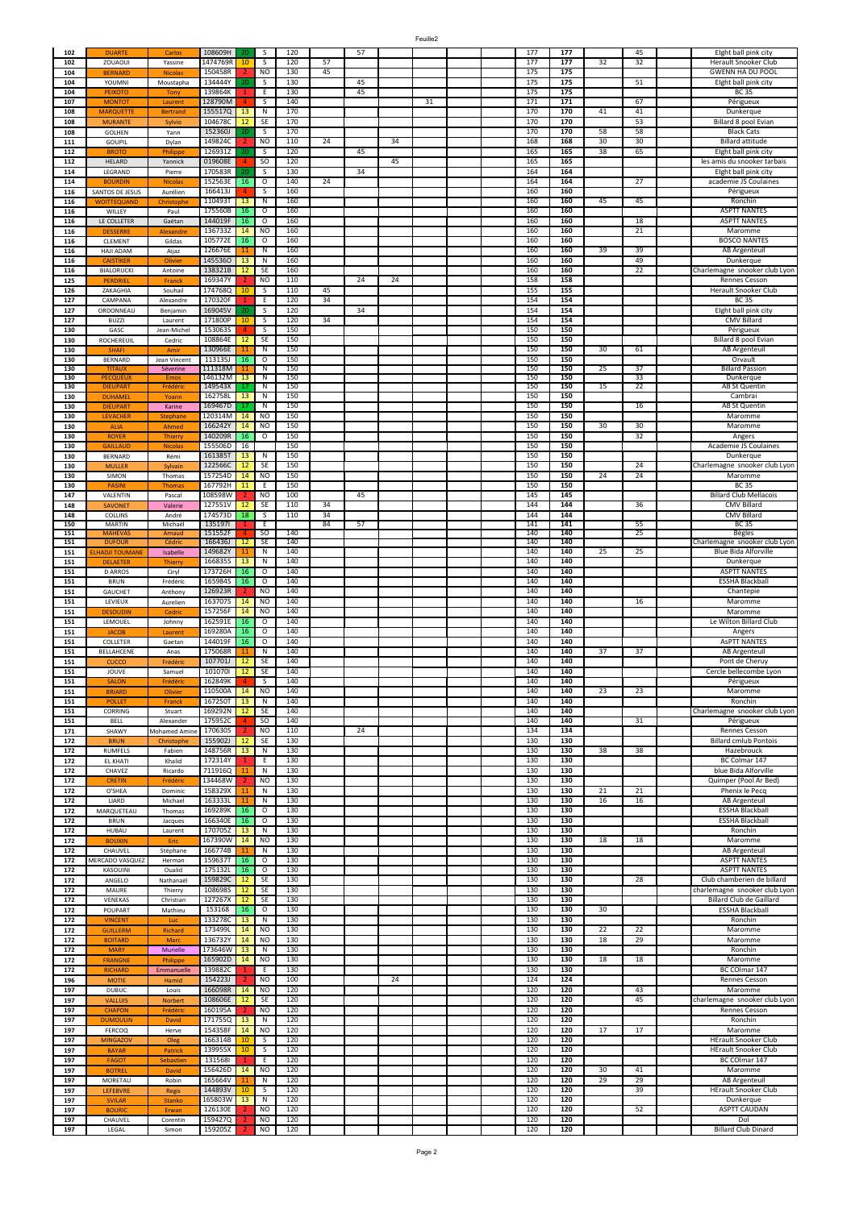| | | | | | | | | | | | | | | | | | | |
|---|---|---|---|---|---|---|---|---|---|---|---|---|---|---|---|---|---|---|
| 102 | DUARTE | Carlos | 108609H | 20 | S | 120 | | 57 | | | | | 177 | 177 | | 45 | | Elght ball pink city |
| 102 | ZOUAOUI | Yassine | 1474769R | 10 | S | 120 | 57 | | | | | | 177 | 177 | 32 | 32 | | Herault Snooker Club |
| 104 | BERNARD | Nicolas | 150458R | 2 | NO | 130 | 45 | | | | | | 175 | 175 | | | | GWENN HA DU POOL |
| 104 | YOUMNI | Moustapha | 134444Y | 20 | S | 130 | | 45 | | | | | 175 | 175 | | 51 | | Elght ball pink city |
| 104 | PEIXOTO | Tony | 139864K | 1 | E | 130 | | 45 | | | | | 175 | 175 | | | | BC 35 |
| 107 | MONTOT | Laurent | 128790M | 4 | S | 140 | | | | 31 | | | 171 | 171 | 41 | 67 | | Périgueux |
| 108 | MARQUETTE | Bertrand | 155517Q | 13 | N | 170 | | | | | | | 170 | 170 | | 41 | | Dunkerque |
| 108 | MURANTE | Sylvio | 104678C | 12 | SE | 170 | | | | | | | 170 | 170 | | 53 | | Billard 8 pool Evian |
| 108 | GOLHEN | Yann | 152360J | 20 | S | 170 | | | | | | | 170 | 170 | 58 | 58 | | Black Cats |
| 111 | GOUPIL | Dylan | 149824C | 2 | NO | 110 | 24 | | 34 | | | | 168 | 168 | 30 | 30 | | Billard attitude |
| 112 | BROTO | Philippe | 126931Z | 20 | S | 120 | | 45 | | | | | 165 | 165 | 38 | 65 | | Elght ball pink city |
| 112 | HELARD | Yannick | 019608E | 4 | SO | 120 | | | 45 | | | | 165 | 165 | | | | les amis du snooker tarbais |
| 114 | LEGRAND | Pierre | 170583R | 20 | S | 130 | | 34 | | | | | 164 | 164 | | | | Elght ball pink city |
| 114 | BOURDIN | Nicolas | 152563E | 16 | O | 140 | 24 | | | | | | 164 | 164 | | 27 | | academie JS Coulaines |
| 116 | SANTOS DE JESUS | Aurélien | 166413J | 4 | S | 160 | | | | | | | 160 | 160 | | | | Périgueux |
| 116 | WOITTEQUAND | Christophe | 110493T | 13 | N | 160 | | | | | | | 160 | 160 | 45 | 45 | | Ronchin |
| 116 | WILLEY | Paul | 175560B | 16 | O | 160 | | | | | | | 160 | 160 | | | | ASPTT NANTES |
| 116 | LE COLLETER | Gaëtan | 144019F | 16 | O | 160 | | | | | | | 160 | 160 | | 18 | | ASPTT NANTES |
| 116 | DESSERRE | Alexandre | 136733Z | 14 | NO | 160 | | | | | | | 160 | 160 | | 21 | | Maromme |
| 116 | CLEMENT | Gildas | 105772E | 16 | O | 160 | | | | | | | 160 | 160 | | | | BOSCO NANTES |
| 116 | HAJI ADAM | Aijaz | 126676E | 11 | N | 160 | | | | | | | 160 | 160 | 39 | 39 | | AB Argenteuil |
| 116 | CAISTIKER | Olivier | 145536O | 13 | N | 160 | | | | | | | 160 | 160 | | 49 | | Dunkerque |
| 116 | BIALORUCKI | Antoine | 138321B | 12 | SE | 160 | | | | | | | 160 | 160 | | 22 | | Charlemagne snooker club Lyon |
| 125 | PERDRIEL | Franck | 169347Y | 2 | NO | 110 | | 24 | 24 | | | | 158 | 158 | | | | Rennes Cesson |
| 126 | ZAKAGHIA | Souhail | 174768Q | 10 | S | 110 | 45 | | | | | | 155 | 155 | | | | Herault Snooker Club |
| 127 | CAMPANA | Alexandre | 170320F | 1 | E | 120 | 34 | | | | | | 154 | 154 | | | | BC 35 |
| 127 | ORDONNEAU | Benjamin | 169045V | 20 | S | 120 | | 34 | | | | | 154 | 154 | | | | Elght ball pink city |
| 127 | BUZZI | Laurent | 171800P | 10 | S | 120 | 34 | | | | | | 154 | 154 | | | | CMV Billard |
| 130 | GASC | Jean-Michel | 153063S | 4 | S | 150 | | | | | | | 150 | 150 | | | | Périgueux |
| 130 | ROCHEREUIL | Cedric | 108864E | 12 | SE | 150 | | | | | | | 150 | 150 | | | | Billard 8 pool Evian |
| 130 | SHAFI | Amir | 130966E | 11 | N | 150 | | | | | | | 150 | 150 | 30 | 61 | | AB Argenteuil |
| 130 | BERNARD | Jean Vincent | 113135I | 16 | O | 150 | | | | | | | 150 | 150 | | | | Orvault |
| 130 | TITAUX | Séverine | 111318M | 11 | N | 150 | | | | | | | 150 | 150 | 25 | 37 | | Billard Passion |
| 130 | PECQUEUX | Emos | 146132M | 13 | N | 150 | | | | | | | 150 | 150 | | 33 | | Dunkerque |
| 130 | DIEUPART | Frédéric | 149543X | 17 | N | 150 | | | | | | | 150 | 150 | 15 | 22 | | AB St Quentin |
| 130 | DUHAMEL | Yoann | 162758L | 13 | N | 150 | | | | | | | 150 | 150 | | | | Cambrai |
| 130 | DIEUPART | Karine | 169467D | 17 | N | 150 | | | | | | | 150 | 150 | | 16 | | AB St Quentin |
| 130 | LEVACHER | Stephane | 120314M | 14 | NO | 150 | | | | | | | 150 | 150 | | | | Maromme |
| 130 | ALIA | Ahmed | 166242Y | 14 | NO | 150 | | | | | | | 150 | 150 | 30 | 30 | | Maromme |
| 130 | ROYER | Thierry | 140209R | 16 | O | 150 | | | | | | | 150 | 150 | | 32 | | Angers |
| 130 | GAILLAUD | Nicolas | 155506D | 16 | | 150 | | | | | | | 150 | 150 | | | | Academie JS Coulaines |
| 130 | BERNARD | Rémi | 161385T | 13 | N | 150 | | | | | | | 150 | 150 | | | | Dunkerque |
| 130 | MULLER | Sylvain | 122566C | 12 | SE | 150 | | | | | | | 150 | 150 | | 24 | | Charlemagne snooker club Lyon |
| 130 | SIMON | Thomas | 157254D | 14 | NO | 150 | | | | | | | 150 | 150 | 24 | 24 | | Maromme |
| 130 | PASINI | Thomas | 167792H | 11 | E | 150 | | | | | | | 150 | 150 | | | | BC 35 |
| 147 | VALENTIN | Pascal | 108598W | 2 | NO | 100 | | 45 | | | | | 145 | 145 | | | | Billard Club Mellacois |
| 148 | SAVONET | Valerie | 127551V | 12 | SE | 110 | 34 | | | | | | 144 | 144 | | 36 | | CMV Billard |
| 148 | COLLINS | André | 174573D | 18 | S | 110 | 34 | | | | | | 144 | 144 | | | | CMV Billard |
| 150 | MARTIN | Michaël | 135197I | 1 | E | | 84 | 57 | | | | | 141 | 141 | | 55 | | BC 35 |
| 151 | MAHEVAS | Arnaud | 151552F | 4 | SO | 140 | | | | | | | 140 | 140 | | 25 | | Bègles |
| 151 | DUFOUR | Cédric | 166436J | 12 | SE | 140 | | | | | | | 140 | 140 | | | | Charlemagne snooker club Lyon |
| 151 | ELHADJI TOUMANE | Isabelle | 149682Y | 11 | N | 140 | | | | | | | 140 | 140 | 25 | 25 | | Blue Bida Alforville |
| 151 | DELAETER | Thierry | 166835S | 13 | N | 140 | | | | | | | 140 | 140 | | | | Dunkerque |
| 151 | D ARROS | Ciryl | 173726H | 16 | O | 140 | | | | | | | 140 | 140 | | | | ASPTT NANTES |
| 151 | BRUN | Frédéric | 165984S | 16 | O | 140 | | | | | | | 140 | 140 | | | | ESSHA Blackball |
| 151 | GAUCHET | Anthony | 126923R | 2 | NO | 140 | | | | | | | 140 | 140 | | | | Chantepie |
| 151 | LEVIEUX | Aurelien | 163707S | 14 | NO | 140 | | | | | | | 140 | 140 | | 16 | | Maromme |
| 151 | DESOUDIN | Cedric | 157256F | 14 | NO | 140 | | | | | | | 140 | 140 | | | | Maromme |
| 151 | LEMOUEL | Johnny | 162591E | 16 | O | 140 | | | | | | | 140 | 140 | | | | Le Wilton Billard Club |
| 151 | JACOB | Laurent | 169280A | 16 | O | 140 | | | | | | | 140 | 140 | | | | Angers |
| 151 | COLLETER | Gaetan | 144019F | 16 | O | 140 | | | | | | | 140 | 140 | | | | AsPTT NANTES |
| 151 | BELLAHCENE | Anas | 175068R | 11 | N | 140 | | | | | | | 140 | 140 | 37 | 37 | | AB Argenteuil |
| 151 | CUCCO | Frédéric | 107701J | 12 | SE | 140 | | | | | | | 140 | 140 | | | | Pont de Cheruy |
| 151 | JOUVE | Samuel | 101070I | 12 | SE | 140 | | | | | | | 140 | 140 | | | | Cercle bellecombe Lyon |
| 151 | SALON | Frédéric | 162849K | 4 | S | 140 | | | | | | | 140 | 140 | | | | Périgueux |
| 151 | BRIARD | Olivier | 110500A | 14 | NO | 140 | | | | | | | 140 | 140 | 23 | 23 | | Maromme |
| 151 | POLLET | Franck | 167250T | 13 | N | 140 | | | | | | | 140 | 140 | | | | Ronchin |
| 151 | CORRING | Stuart | 169292N | 12 | SE | 140 | | | | | | | 140 | 140 | | | | Charlemagne snooker club Lyon |
| 151 | BELL | Alexander | 175952C | 4 | SO | 140 | | | | | | | 140 | 140 | | 31 | | Perigueux |
| 171 | SHAWY | Mohamed Amine | 170630S | 2 | NO | 110 | | 24 | | | | | 134 | 134 | | | | Rennes Cesson |
| 172 | BRUN | Christophe | 155902J | 12 | SE | 130 | | | | | | | 130 | 130 | | | | Billard cmlub Pontois |
| 172 | RUMFELS | Fabien | 148756R | 13 | N | 130 | | | | | | | 130 | 130 | 38 | 38 | | Hazebrouck |
| 172 | EL KHATI | Khalid | 172314Y | 1 | E | 130 | | | | | | | 130 | 130 | | | | BC Colmar 147 |
| 172 | CHAVEZ | Ricardo | 711916Q | 11 | N | 130 | | | | | | | 130 | 130 | | | | blue Bida Alforville |
| 172 | CRETIN | Frédéric | 134468W | 2 | NO | 130 | | | | | | | 130 | 130 | | | | Quimper (Pool Ar Bed) |
| 172 | O'SHEA | Dominic | 158329X | 11 | N | 130 | | | | | | | 130 | 130 | 21 | 21 | | Phenix le Pecq |
| 172 | LIARD | Michael | 163333L | 11 | N | 130 | | | | | | | 130 | 130 | 16 | 16 | | AB Argenteuil |
| 172 | MARQUETEAU | Thomas | 169289K | 16 | O | 130 | | | | | | | 130 | 130 | | | | ESSHA Blackball |
| 172 | BRUN | Jacques | 166340E | 16 | O | 130 | | | | | | | 130 | 130 | | | | ESSHA Blackball |
| 172 | HUBAU | Laurent | 170705Z | 13 | N | 130 | | | | | | | 130 | 130 | | | | Ronchin |
| 172 | BOUXIN | Eric | 167390W | 14 | NO | 130 | | | | | | | 130 | 130 | 18 | 18 | | Maromme |
| 172 | CHAUVEL | Stéphane | 166774B | 11 | N | 130 | | | | | | | 130 | 130 | | | | AB Argenteuil |
| 172 | MERCADO VASQUEZ | Herman | 159637T | 16 | O | 130 | | | | | | | 130 | 130 | | | | ASPTT NANTES |
| 172 | KASOUINI | Oualid | 175132L | 16 | O | 130 | | | | | | | 130 | 130 | | | | ASPTT NANTES |
| 172 | ANGELO | Nathanaël | 159829C | 12 | SE | 130 | | | | | | | 130 | 130 | | 28 | | Club chamberien de billard |
| 172 | MAURE | Thierry | 108698S | 12 | SE | 130 | | | | | | | 130 | 130 | | | | charlemagne snooker club Lyon |
| 172 | VENEKAS | Christian | 127267X | 12 | SE | 130 | | | | | | | 130 | 130 | | | | Billard Club de Gaillard |
| 172 | POUPART | Mathieu | 153168 | 16 | O | 130 | | | | | | | 130 | 130 | 30 | | | ESSHA Blackball |
| 172 | VINCENT | Luc | 133278C | 13 | N | 130 | | | | | | | 130 | 130 | | | | Ronchin |
| 172 | GUILLERM | Richard | 173499L | 14 | NO | 130 | | | | | | | 130 | 130 | 22 | 22 | | Maromme |
| 172 | BOITARD | Marc | 136732Y | 14 | NO | 130 | | | | | | | 130 | 130 | 18 | 29 | | Maromme |
| 172 | MARY | Murielle | 173646W | 13 | N | 130 | | | | | | | 130 | 130 | | | | Ronchin |
| 172 | FRANGNE | Philippe | 165902D | 14 | NO | 130 | | | | | | | 130 | 130 | 18 | 18 | | Maromme |
| 172 | RICHARD | Emmanuelle | 139882C | 1 | E | 130 | | | | | | | 130 | 130 | | | | BC COlmar 147 |
| 196 | MOTIE | Hamid | 154223J | 2 | NO | 100 | | | 24 | | | | 124 | 124 | | | | Rennes Cesson |
| 197 | DUBUC | Louis | 166098R | 14 | NO | 120 | | | | | | | 120 | 120 | | 43 | | Maromme |
| 197 | VALLUIS | Norbert | 108606E | 12 | SE | 120 | | | | | | | 120 | 120 | | 45 | | charlemagne snooker club Lyon |
| 197 | CHAPON | Frédéric | 160195A | 2 | NO | 120 | | | | | | | 120 | 120 | | | | Rennes Cesson |
| 197 | DUMOULIN | David | 171755Q | 13 | N | 120 | | | | | | | 120 | 120 | | | | Ronchin |
| 197 | FERCOQ | Herve | 154358F | 14 | NO | 120 | | | | | | | 120 | 120 | 17 | 17 | | Maromme |
| 197 | MINGAZOV | Oleg | 166314B | 10 | S | 120 | | | | | | | 120 | 120 | | | | HErault Snooker Club |
| 197 | BAYAR | Patrick | 139955X | 10 | S | 120 | | | | | | | 120 | 120 | | | | HErault Snooker Club |
| 197 | FAGOT | Sebastien | 131568I | 1 | E | 120 | | | | | | | 120 | 120 | | | | BC COlmar 147 |
| 197 | BOTREL | David | 156426D | 14 | NO | 120 | | | | | | | 120 | 120 | 30 | 41 | | Maromme |
| 197 | MORETAU | Robin | 165664V | 11 | N | 120 | | | | | | | 120 | 120 | 29 | 29 | | AB Argenteuil |
| 197 | LEFEBVRE | Regis | 144893V | 10 | S | 120 | | | | | | | 120 | 120 | | 39 | | HErault Snooker Club |
| 197 | SVILAR | Stanko | 165803W | 13 | N | 120 | | | | | | | 120 | 120 | | | | Dunkerque |
| 197 | BOURIC | Erwan | 126130E | 2 | NO | 120 | | | | | | | 120 | 120 | | 52 | | ASPTT CAUDAN |
| 197 | CHAUVEL | Corentin | 159427Q | 2 | NO | 120 | | | | | | | 120 | 120 | | | | Dol |
| 197 | LEGAL | Simon | 159205Z | 2 | NO | 120 | | | | | | | 120 | 120 | | | | Billard Club Dinard |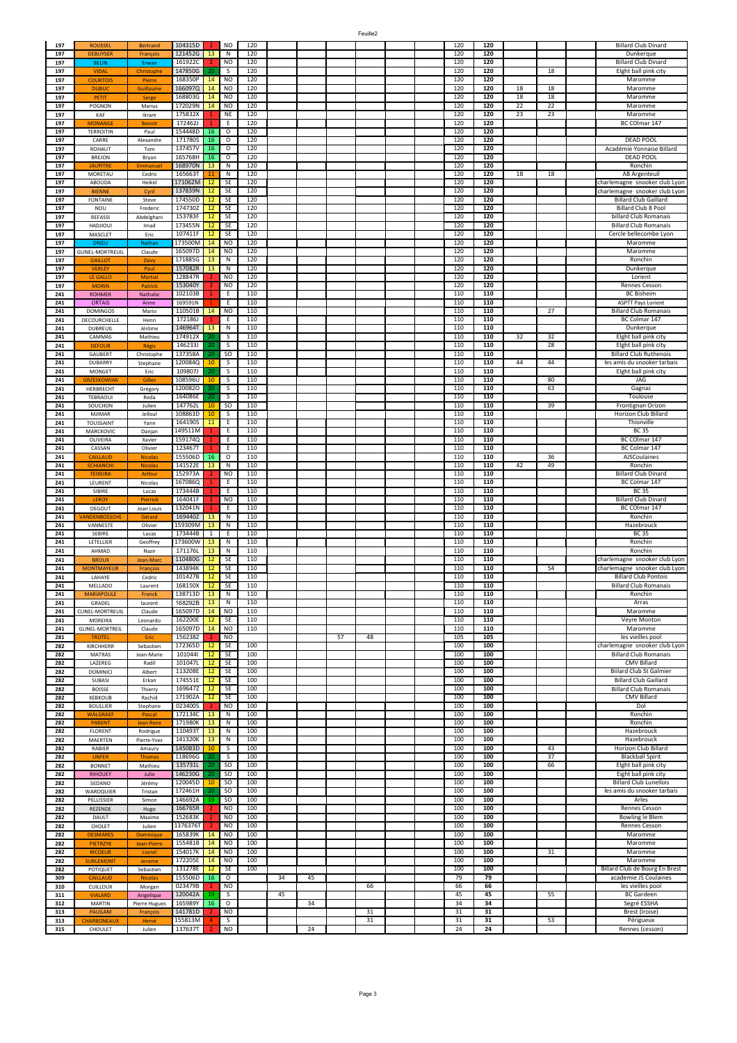| | | | | | | | | | | | | | | | | | |
|---|---|---|---|---|---|---|---|---|---|---|---|---|---|---|---|---|---|
| 197 | ROUSSEL | Bertrand | 104315D | 2 | NO | 120 | | | | | | 120 | 120 | | | | Billard Club Dinard |
| 197 | DEBUYSER | François | 121452G | 13 | N | 120 | | | | | | 120 | 120 | | | | Dunkerque |
| 197 | BELIN | Erwan | 161922C | 2 | NO | 120 | | | | | | 120 | 120 | | | | Billard Club Dinard |
| 197 | VIDAL | Christophe | 147850G | 20 | S | 120 | | | | | | 120 | 120 | | 18 | | Elght ball pink city |
| 197 | COURTOIS | Pierre | 168350P | 14 | NO | 120 | | | | | | 120 | 120 | | | | Maromme |
| 197 | DUBUC | Guillaume | 166097Q | 14 | NO | 120 | | | | | | 120 | 120 | 18 | 18 | | Maromme |
| 197 | PETIT | Serge | 168803G | 14 | NO | 120 | | | | | | 120 | 120 | 18 | 18 | | Maromme |
| 197 | POGNON | Marius | 172029N | 14 | NO | 120 | | | | | | 120 | 120 | 22 | 22 | | Maromme |
| 197 | KAF | Ikram | 175832X | 1 | NE | 120 | | | | | | 120 | 120 | 23 | 23 | | Maromme |
| 197 | MONANGE | Benoit | 172462J | 1 | E | 120 | | | | | | 120 | 120 | | | | BC COlmar 147 |
| 197 | TERROITIN | Paul | 154448D | 16 | O | 120 | | | | | | 120 | 120 | | | | |
| 197 | CARRE | Alexandre | 171780S | 16 | O | 120 | | | | | | 120 | 120 | | | | DEAD POOL |
| 197 | ROHAUT | Tom | 137457V | 16 | O | 120 | | | | | | 120 | 120 | | | | Académie Yonnaise Billard |
| 197 | BREJON | Bryan | 165768H | 16 | O | 120 | | | | | | 120 | 120 | | | | DEAD POOL |
| 197 | JAUPITRE | Emmanuel | 168970N | 13 | N | 120 | | | | | | 120 | 120 | | | | Ronchin |
| 197 | MORETAU | Cedric | 165663T | 11 | N | 120 | | | | | | 120 | 120 | 18 | 18 | | AB Argenteuil |
| 197 | ABOUDA | Heikel | 171062M | 12 | SE | 120 | | | | | | 120 | 120 | | | | charlemagne snooker club Lyon |
| 197 | BIENNE | Cyril | 137839N | 12 | SE | 120 | | | | | | 120 | 120 | | | | charlemagne snooker club Lyon |
| 197 | FONTAINE | Steve | 174550D | 12 | SE | 120 | | | | | | 120 | 120 | | | | Billard Club Gaillard |
| 197 | NOU | Frederic | 174730Z | 12 | SE | 120 | | | | | | 120 | 120 | | | | Billard Club 8 Pool |
| 197 | REFASSI | Abdelghani | 153783F | 12 | SE | 120 | | | | | | 120 | 120 | | | | billard Club Romanais |
| 197 | HADJIOUI | Imad | 173455N | 12 | SE | 120 | | | | | | 120 | 120 | | | | Billard Club Romanais |
| 197 | MASCLET | Eric | 107411F | 12 | SE | 120 | | | | | | 120 | 120 | | | | Cercle bellecombe Lyon |
| 197 | DRIEU | Nathan | 173500M | 14 | NO | 120 | | | | | | 120 | 120 | | | | Maromme |
| 197 | GLINEL-MORTREUIL | Claude | 165097D | 14 | NO | 120 | | | | | | 120 | 120 | | | | Maromme |
| 197 | GAILLOT | Davy | 171885G | 13 | N | 120 | | | | | | 120 | 120 | | | | Ronchin |
| 197 | VERLEY | Paul | 157082R | 13 | N | 120 | | | | | | 120 | 120 | | | | Dunkerque |
| 197 | LE GALLO | Martial | 128847R | 2 | NO | 120 | | | | | | 120 | 120 | | | | Lorient |
| 197 | MORIN | Patrick | 153040Y | 2 | NO | 120 | | | | | | 120 | 120 | | | | Rennes Cesson |
| 241 | ROHMER | Nathalie | 102103B | 1 | E | 110 | | | | | | 110 | 110 | | | | BC Bisheim |
| 241 | ORTAIS | Anne | 169591N | 1 | E | 110 | | | | | | 110 | 110 | | | | ASPTT Pays Lorient |
| 241 | DOMINGOS | Mario | 110501B | 14 | NO | 110 | | | | | | 110 | 110 | | 27 | | Billard Club Romanais |
| 241 | DECOURCHELLE | Henri | 172186J | 1 | E | 110 | | | | | | 110 | 110 | | | | BC Colmar 147 |
| 241 | DUBREUIL | Jérôme | 146964T | 13 | N | 110 | | | | | | 110 | 110 | | | | Dunkerque |
| 241 | CAMMAS | Mathieu | 174912X | 20 | S | 110 | | | | | | 110 | 110 | 32 | 32 | | Elght ball pink city |
| 241 | DEFOUR | Régis | 146233J | 20 | S | 110 | | | | | | 110 | 110 | | 28 | | Elght ball pink city |
| 241 | GAUBERT | Christophe | 137358A | 20 | SO | 110 | | | | | | 110 | 110 | | | | Billard Club Ruthenois |
| 241 | DUBARRY | Stephane | 120084Q | 10 | S | 110 | | | | | | 110 | 110 | 44 | 44 | | les amis du snooker tarbais |
| 241 | MONGET | Eric | 109807J | 20 | S | 110 | | | | | | 110 | 110 | | | | Elght ball pink city |
| 241 | GRZESKOWIAK | Gilles | 108596U | 10 | S | 110 | | | | | | 110 | 110 | | 80 | | JAG |
| 241 | HERBRECHT | Gregory | 120082O | 20 | S | 110 | | | | | | 110 | 110 | | 63 | | Gagnac |
| 241 | TEBRAOUI | Reda | 164086E | 20 | S | 110 | | | | | | 110 | 110 | | | | Toulouse |
| 241 | SOUCHON | Julien | 147762L | 10 | SO | 110 | | | | | | 110 | 110 | | 39 | | Frontignan Orizon |
| 241 | MJIMAR | Jelloul | 108863D | 10 | S | 110 | | | | | | 110 | 110 | | | | Horizon Club Billard |
| 241 | TOUSSAINT | Yann | 164190S | 11 | E | 110 | | | | | | 110 | 110 | | | | Thionville |
| 241 | MARCKOVIC | Danjan | 149511M | 1 | E | 110 | | | | | | 110 | 110 | | | | BC 35 |
| 241 | OLIVEIRA | Xavier | 159174Q | 1 | E | 110 | | | | | | 110 | 110 | | | | BC COlmar 147 |
| 241 | CASSAN | Olivier | 123467T | 1 | E | 110 | | | | | | 110 | 110 | | | | BC Colmar 147 |
| 241 | CAILLAUD | Nicolas | 155506D | 16 | O | 110 | | | | | | 110 | 110 | | 36 | | AJSCoulaines |
| 241 | SCHIANCHI | Nicolas | 141522E | 13 | N | 110 | | | | | | 110 | 110 | 42 | 49 | | Ronchin |
| 241 | TEIXEIRA | Arthur | 152973A | 2 | NO | 110 | | | | | | 110 | 110 | | | | Billard Club Dinard |
| 241 | LEURENT | Nicolas | 167086Q | 1 | E | 110 | | | | | | 110 | 110 | | | | BC Colmar 147 |
| 241 | SIBIRE | Lucas | 173444B | 1 | E | 110 | | | | | | 110 | 110 | | | | BC 35 |
| 241 | LEROY | Pierrick | 164041F | 2 | NO | 110 | | | | | | 110 | 110 | | | | Billard Club Dinard |
| 241 | DEGOUT | Jean Louis | 132041N | 1 | E | 110 | | | | | | 110 | 110 | | | | BC COlmar 147 |
| 241 | VANDENBOSSCHE | Gérard | 169440Z | 13 | N | 110 | | | | | | 110 | 110 | | | | Ronchin |
| 241 | VANNESTE | Olivier | 159309M | 13 | N | 110 | | | | | | 110 | 110 | | | | Hazebrouck |
| 241 | SEBIRE | Lucas | 173444B | 1 | E | 110 | | | | | | 110 | 110 | | | | BC 35 |
| 241 | LETELLIER | Geoffrey | 173600W | 13 | N | 110 | | | | | | 110 | 110 | | | | Ronchin |
| 241 | AHMAD | Nazir | 171176L | 13 | N | 110 | | | | | | 110 | 110 | | | | Ronchin |
| 241 | BROUX | Jean-Marc | 110480G | 12 | SE | 110 | | | | | | 110 | 110 | | | | charlemagne snooker club Lyon |
| 241 | MONTMAYEUR | François | 143894K | 12 | SE | 110 | | | | | | 110 | 110 | | 54 | | charlemagne snooker club Lyon |
| 241 | LAHAYE | Cedric | 101427B | 12 | SE | 110 | | | | | | 110 | 110 | | | | Billard Club Pontois |
| 241 | MELLADO | Laurent | 168150X | 12 | SE | 110 | | | | | | 110 | 110 | | | | Billard Club Romanais |
| 241 | MARIAPOULE | Franck | 138713D | 13 | N | 110 | | | | | | 110 | 110 | | | | Ronchin |
| 241 | GRADEL | laurent | 168292B | 13 | N | 110 | | | | | | 110 | 110 | | | | Arras |
| 241 | CLINEL-MORTREUIL | Claude | 165097D | 14 | NO | 110 | | | | | | 110 | 110 | | | | Maromme |
| 241 | MOREIRA | Leonardo | 162200E | 12 | SE | 110 | | | | | | 110 | 110 | | | | Veyre Monton |
| 241 | GLINEL-MORTREIL | Claude | 165097D | 14 | NO | 110 | | | | | | 110 | 110 | | | | Maromme |
| 281 | TROTEL | Eric | 156238Z | 2 | NO | | | | 57 | 48 | | 105 | 105 | | | | les vieilles pool |
| 282 | KIRCHHERR | Sebastien | 172365D | 12 | SE | 100 | | | | | | 100 | 100 | | | | charlemagne snooker club Lyon |
| 282 | MATRAS | Jean-Marie | 101044I | 12 | SE | 100 | | | | | | 100 | 100 | | | | Billard Club Romanais |
| 282 | LAZEREG | Radil | 101047L | 12 | SE | 100 | | | | | | 100 | 100 | | | | CMV Billard |
| 282 | DOMINICI | Albert | 113208E | 12 | SE | 100 | | | | | | 100 | 100 | | | | Billard Club St Galmier |
| 282 | SUBASI | Erkan | 174551E | 12 | SE | 100 | | | | | | 100 | 100 | | | | Billard Club Gaillard |
| 282 | BOISSE | Thierry | 169647Z | 12 | SE | 100 | | | | | | 100 | 100 | | | | Billard Club Romanais |
| 282 | KEBKOUB | Rachid | 171902A | 12 | SE | 100 | | | | | | 100 | 100 | | | | CMV Billard |
| 282 | BOULLIER | Stephane | 023400S | 2 | NO | 100 | | | | | | 100 | 100 | | | | Dol |
| 282 | WALGRAEF | Pascal | 172134C | 13 | N | 100 | | | | | | 100 | 100 | | | | Ronchin |
| 282 | PARENT | Jean Rene | 171980K | 13 | N | 100 | | | | | | 100 | 100 | | | | Ronchin |
| 282 | FLORENT | Rodrigue | 110493T | 13 | N | 100 | | | | | | 100 | 100 | | | | Hazebrouck |
| 282 | MAERTEN | Pierre-Yves | 141320K | 13 | N | 100 | | | | | | 100 | 100 | | | | Hazebrouck |
| 282 | RABIER | Amaury | 145083D | 10 | S | 100 | | | | | | 100 | 100 | | 43 | | Horizon Club Billard |
| 282 | UNFER | Thomas | 118696G | 20 | S | 100 | | | | | | 100 | 100 | | 37 | | Blackball Spirit |
| 282 | BONNET | Mathieu | 135731L | 20 | SO | 100 | | | | | | 100 | 100 | | 66 | | Elght ball pink city |
| 282 | RIHOUEY | Julie | 146230G | 20 | SO | 100 | | | | | | 100 | 100 | | | | Eight ball pink city |
| 282 | SEDANO | Jérémy | 120045D | 10 | SO | 100 | | | | | | 100 | 100 | | | | Billard Club Lunellois |
| 282 | WARDQUIER | Tristan | 172461H | 20 | SO | 100 | | | | | | 100 | 100 | | | | les amis du snooker tarbais |
| 282 | PELLISSIER | Simon | 146692A | 19 | SO | 100 | | | | | | 100 | 100 | | | | Arles |
| 282 | REZENDE | Hugo | 166765R | 2 | NO | 100 | | | | | | 100 | 100 | | | | Rennes Cesson |
| 282 | DAULT | Maxime | 152683K | 2 | NO | 100 | | | | | | 100 | 100 | | | | Bowling le Blem |
| 282 | CHOLET | Julien | 137637 6T | 2 | NO | 100 | | | | | | 100 | 100 | | | | Rennes Cesson |
| 282 | DESMARES | Dominique | 165839K | 14 | NO | 100 | | | | | | 100 | 100 | | | | Maromme |
| 282 | PIETRZYK | Jean-Pierre | 155481B | 14 | NO | 100 | | | | | | 100 | 100 | | | | Maromme |
| 282 | RICOEUR | Lionel | 154017K | 14 | NO | 100 | | | | | | 100 | 100 | | 31 | | Maromme |
| 282 | SURLEMONT | Jerome | 172205E | 14 | NO | 100 | | | | | | 100 | 100 | | | | Maromme |
| 282 | POTIQUET | Sebastien | 131278E | 12 | SE | 100 | | | | | | 100 | 100 | | | | Billard Club de Bourg En Brest |
| 309 | CAILLAUD | Nicolas | 155506D | 16 | O | | 34 | 45 | | | | 79 | 79 | | | | academie JS Coulaines |
| 310 | CUILLOUX | Morgan | 023479B | 2 | NO | | | | | 66 | | 66 | 66 | | | | les vieilles pool |
| 311 | VIALARD | Angelique | 120042A | 19 | S | | 45 | | | | | 45 | 45 | | 55 | | BC Gardeen |
| 312 | MARTIN | Pierre Hugues | 165989Y | 16 | O | | | 34 | | | | 34 | 34 | | | | Segré ESSHA |
| 313 | PAUGAM | François | 141781D | 2 | NO | | | | | 31 | | 31 | 31 | | | | Brest (Iroise) |
| 313 | CHARBONEAUX | Hervé | 155813M | 4 | S | | | | | 31 | | 31 | 31 | | 53 | | Périgueux |
| 315 | CHOULET | Julien | 137637T | 2 | NO | | | 24 | | | | 24 | 24 | | | | Rennes (cesson) |